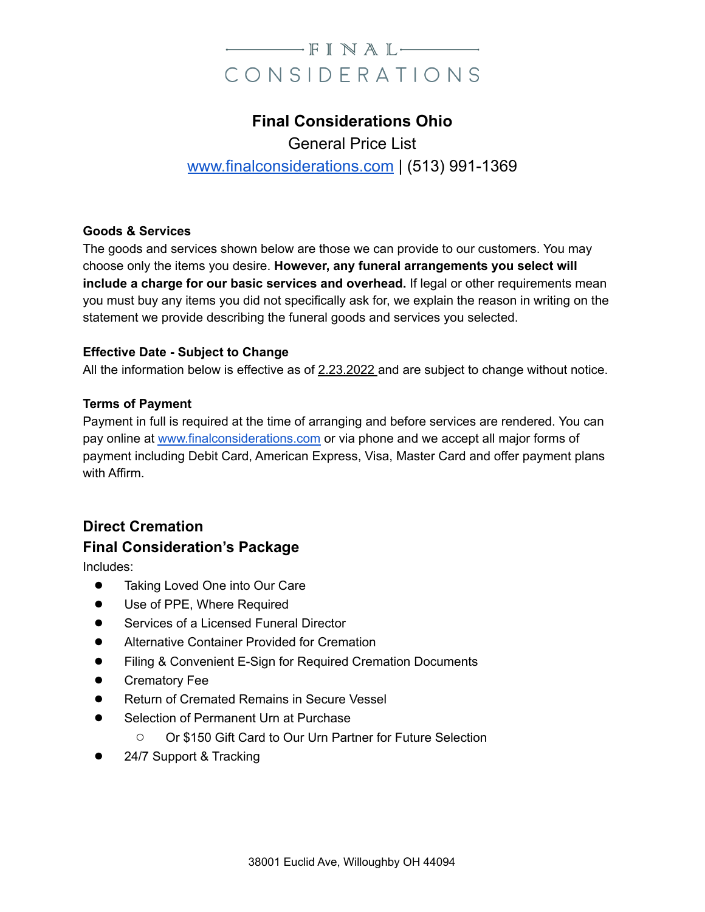FINAL

CONSIDERATIONS

# Final Considerations Ohio

General Price List

www.finalconsiderations.com | (513) 991-1369

**Goods & Services**

The goods and services shown below are those we can provide to our customers. You may choose only the items you desire. **However, any funeral arrangements you select will include a charge for our basic services and overhead.** If legal or other requirements mean you must buy any items you did not specifically ask for, we explain the reason in writing on the statement we provide describing the funeral goods and services you selected.

**Effective Date - Subject to Change**

All the information below is effective as of 2.23.2022 and are subject to change without notice.

**Terms of Payment**

Payment in full is required at the time of arranging and before services are rendered. You can pay online at www.finalconsiderations.com or via phone and we accept all major forms of payment including Debit Card, American Express, Visa, Master Card and offer payment plans with Affirm.

## Direct Cremation

## Final Consideration's Package

Includes:

- Taking Loved One into Our Care
- Use of PPE, Where Required
- Services of a Licensed Funeral Director
- Alternative Container Provided for Cremation
- Filing & Convenient E-Sign for Required Cremation Documents
- Crematory Fee
- Return of Cremated Remains in Secure Vessel
- Selection of Permanent Urn at Purchase
  - Or $150 Gift Card to Our Urn Partner for Future Selection
- 24/7 Support & Tracking

38001 Euclid Ave, Willoughby OH 44094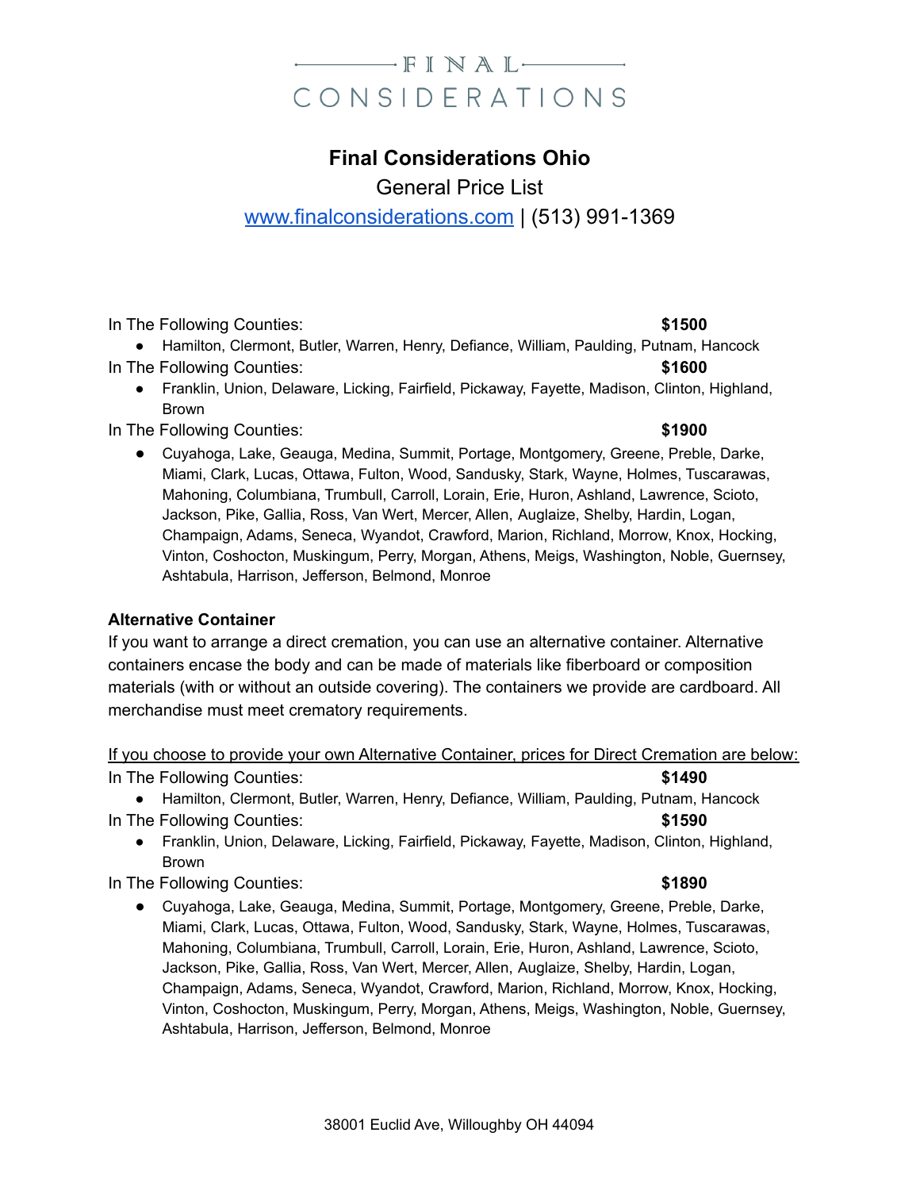# FINAL CONSIDERATIONS

## Final Considerations Ohio

General Price List

[www.finalconsiderations.com](http://www.finalconsiderations.com) | (513) 991-1369

In The Following Counties: **$1500**

- Hamilton, Clermont, Butler, Warren, Henry, Defiance, William, Paulding, Putnam, Hancock

In The Following Counties: **$1600**

- Franklin, Union, Delaware, Licking, Fairfield, Pickaway, Fayette, Madison, Clinton, Highland, Brown

In The Following Counties: **$1900**

- Cuyahoga, Lake, Geauga, Medina, Summit, Portage, Montgomery, Greene, Preble, Darke, Miami, Clark, Lucas, Ottawa, Fulton, Wood, Sandusky, Stark, Wayne, Holmes, Tuscarawas, Mahoning, Columbiana, Trumbull, Carroll, Lorain, Erie, Huron, Ashland, Lawrence, Scioto, Jackson, Pike, Gallia, Ross, Van Wert, Mercer, Allen, Auglaize, Shelby, Hardin, Logan, Champaign, Adams, Seneca, Wyandot, Crawford, Marion, Richland, Morrow, Knox, Hocking, Vinton, Coshocton, Muskingum, Perry, Morgan, Athens, Meigs, Washington, Noble, Guernsey, Ashtabula, Harrison, Jefferson, Belmond, Monroe

**Alternative Container**

If you want to arrange a direct cremation, you can use an alternative container. Alternative containers encase the body and can be made of materials like fiberboard or composition materials (with or without an outside covering). The containers we provide are cardboard. All merchandise must meet crematory requirements.

<u>If you choose to provide your own Alternative Container, prices for Direct Cremation are below:</u>

In The Following Counties: **$1490**

- Hamilton, Clermont, Butler, Warren, Henry, Defiance, William, Paulding, Putnam, Hancock

In The Following Counties: **$1590**

- Franklin, Union, Delaware, Licking, Fairfield, Pickaway, Fayette, Madison, Clinton, Highland, Brown

In The Following Counties: **$1890**

- Cuyahoga, Lake, Geauga, Medina, Summit, Portage, Montgomery, Greene, Preble, Darke, Miami, Clark, Lucas, Ottawa, Fulton, Wood, Sandusky, Stark, Wayne, Holmes, Tuscarawas, Mahoning, Columbiana, Trumbull, Carroll, Lorain, Erie, Huron, Ashland, Lawrence, Scioto, Jackson, Pike, Gallia, Ross, Van Wert, Mercer, Allen, Auglaize, Shelby, Hardin, Logan, Champaign, Adams, Seneca, Wyandot, Crawford, Marion, Richland, Morrow, Knox, Hocking, Vinton, Coshocton, Muskingum, Perry, Morgan, Athens, Meigs, Washington, Noble, Guernsey, Ashtabula, Harrison, Jefferson, Belmond, Monroe

38001 Euclid Ave, Willoughby OH 44094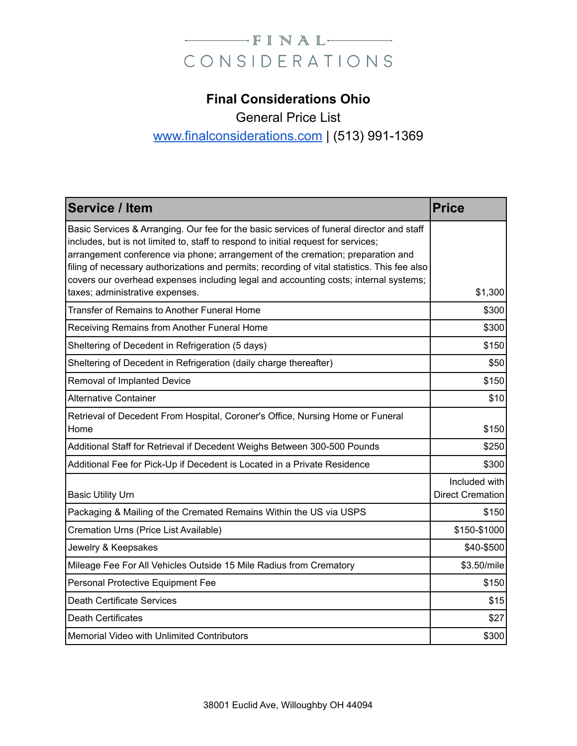FINAL CONSIDERATIONS

# Final Considerations Ohio

General Price List

www.finalconsiderations.com | (513) 991-1369

| Service / Item | Price |
|---|---|
| Basic Services & Arranging. Our fee for the basic services of funeral director and staff includes, but is not limited to, staff to respond to initial request for services; arrangement conference via phone; arrangement of the cremation; preparation and filing of necessary authorizations and permits; recording of vital statistics. This fee also covers our overhead expenses including legal and accounting costs; internal systems; taxes; administrative expenses. | $1,300 |
| Transfer of Remains to Another Funeral Home | $300 |
| Receiving Remains from Another Funeral Home | $300 |
| Sheltering of Decedent in Refrigeration (5 days) | $150 |
| Sheltering of Decedent in Refrigeration (daily charge thereafter) | $50 |
| Removal of Implanted Device | $150 |
| Alternative Container | $10 |
| Retrieval of Decedent From Hospital, Coroner's Office, Nursing Home or Funeral Home | $150 |
| Additional Staff for Retrieval if Decedent Weighs Between 300-500 Pounds | $250 |
| Additional Fee for Pick-Up if Decedent is Located in a Private Residence | $300 |
| Basic Utility Urn | Included with Direct Cremation |
| Packaging & Mailing of the Cremated Remains Within the US via USPS | $150 |
| Cremation Urns (Price List Available) | $150-$1000 |
| Jewelry & Keepsakes | $40-$500 |
| Mileage Fee For All Vehicles Outside 15 Mile Radius from Crematory | $3.50/mile |
| Personal Protective Equipment Fee | $150 |
| Death Certificate Services | $15 |
| Death Certificates | $27 |
| Memorial Video with Unlimited Contributors | $300 |

38001 Euclid Ave, Willoughby OH 44094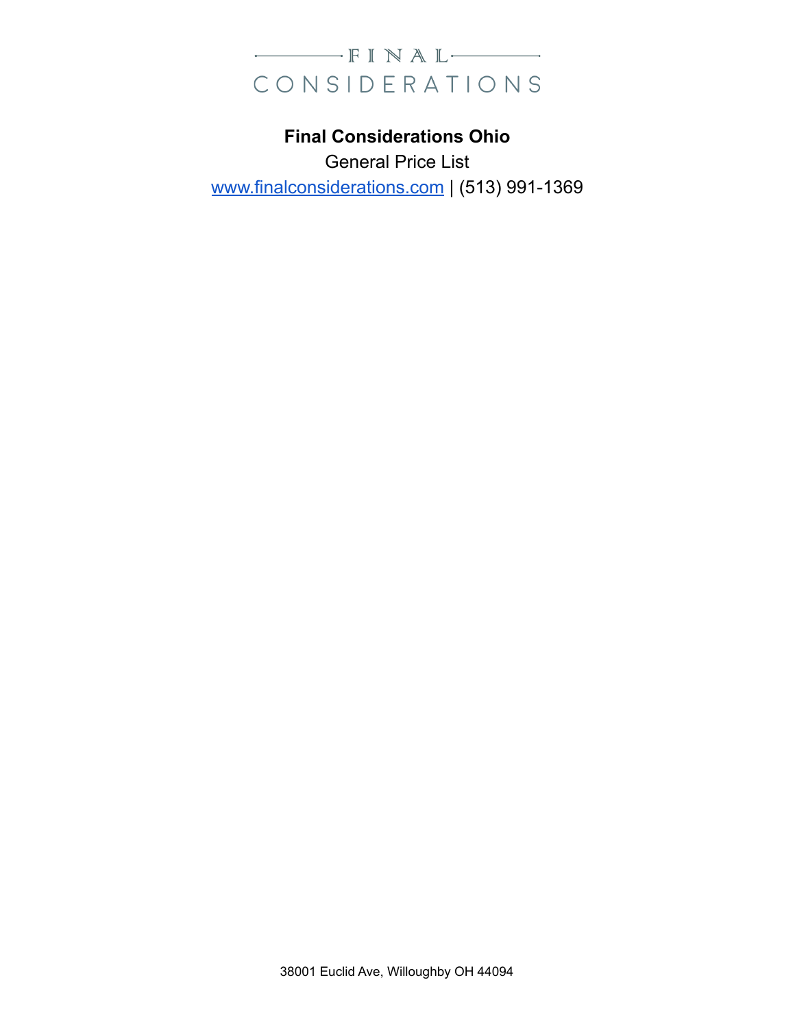FINAL CONSIDERATIONS

**Final Considerations Ohio**

General Price List

[www.finalconsiderations.com](http://www.finalconsiderations.com) | (513) 991-1369

38001 Euclid Ave, Willoughby OH 44094